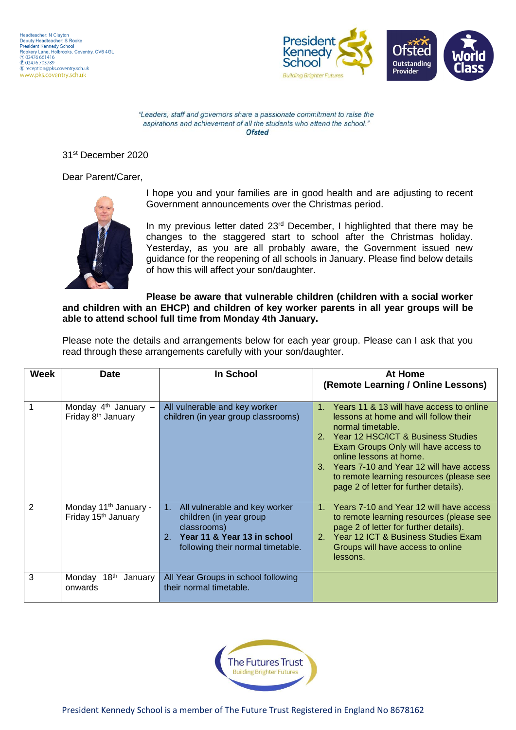Headteacher: N Clayton
Deputy Headteacher: S Rooke
President Kennedy School
Rookery Lane, Holbrooks, Coventry, CV6 4GL
T 02476 661416
F 02476 703789
E reception@pks.coventry.sch.uk
www.pks.coventry.sch.uk

*"Leaders, staff and governors share a passionate commitment to raise the aspirations and achievement of all the students who attend the school."*
***Ofsted***

31st December 2020

Dear Parent/Carer,

I hope you and your families are in good health and are adjusting to recent Government announcements over the Christmas period.

In my previous letter dated 23rd December, I highlighted that there may be changes to the staggered start to school after the Christmas holiday. Yesterday, as you are all probably aware, the Government issued new guidance for the reopening of all schools in January. Please find below details of how this will affect your son/daughter.

**Please be aware that vulnerable children (children with a social worker and children with an EHCP) and children of key worker parents in all year groups will be able to attend school full time from Monday 4th January.**

Please note the details and arrangements below for each year group. Please can I ask that you read through these arrangements carefully with your son/daughter.

| Week | Date | In School | At Home (Remote Learning / Online Lessons) |
|---|---|---|---|
| 1 | Monday 4th January – Friday 8th January | All vulnerable and key worker children (in year group classrooms) | 1. Years 11 & 13 will have access to online lessons at home and will follow their normal timetable.<br>2. Year 12 HSC/ICT & Business Studies Exam Groups Only will have access to online lessons at home.<br>3. Years 7-10 and Year 12 will have access to remote learning resources (please see page 2 of letter for further details). |
| 2 | Monday 11th January - Friday 15th January | 1. All vulnerable and key worker children (in year group classrooms)<br>2. **Year 11 & Year 13 in school** following their normal timetable. | 1. Years 7-10 and Year 12 will have access to remote learning resources (please see page 2 of letter for further details).<br>2. Year 12 ICT & Business Studies Exam Groups will have access to online lessons. |
| 3 | Monday 18th January onwards | All Year Groups in school following their normal timetable. | |

President Kennedy School is a member of The Future Trust Registered in England No 8678162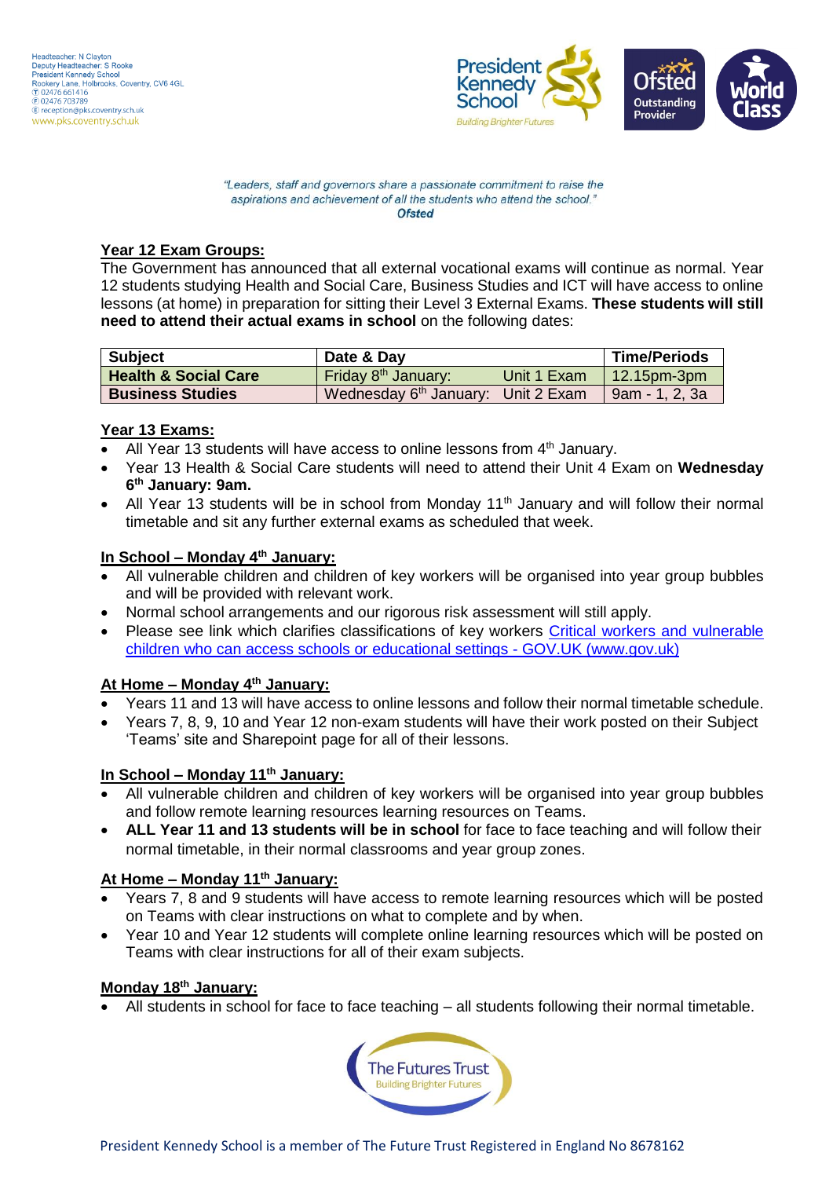Headteacher: N Clayton
Deputy Headteacher: S Rooke
President Kennedy School
Rookery Lane, Holbrooks, Coventry, CV6 4GL
T 02476 661416
F 02476 703789
E reception@pks.coventry.sch.uk
www.pks.coventry.sch.uk

*"Leaders, staff and governors share a passionate commitment to raise the aspirations and achievement of all the students who attend the school."*
***Ofsted***

## Year 12 Exam Groups:

The Government has announced that all external vocational exams will continue as normal. Year 12 students studying Health and Social Care, Business Studies and ICT will have access to online lessons (at home) in preparation for sitting their Level 3 External Exams. **These students will still need to attend their actual exams in school** on the following dates:

| Subject | Date & Day | | Time/Periods |
|---|---|---|---|
| **Health & Social Care** | Friday 8th January: | Unit 1 Exam | 12.15pm-3pm |
| **Business Studies** | Wednesday 6th January: | Unit 2 Exam | 9am - 1, 2, 3a |

## Year 13 Exams:

- All Year 13 students will have access to online lessons from 4th January.
- Year 13 Health & Social Care students will need to attend their Unit 4 Exam on **Wednesday 6th January: 9am.**
- All Year 13 students will be in school from Monday 11th January and will follow their normal timetable and sit any further external exams as scheduled that week.

## In School – Monday 4th January:

- All vulnerable children and children of key workers will be organised into year group bubbles and will be provided with relevant work.
- Normal school arrangements and our rigorous risk assessment will still apply.
- Please see link which clarifies classifications of key workers [Critical workers and vulnerable children who can access schools or educational settings - GOV.UK (www.gov.uk)]

## At Home – Monday 4th January:

- Years 11 and 13 will have access to online lessons and follow their normal timetable schedule.
- Years 7, 8, 9, 10 and Year 12 non-exam students will have their work posted on their Subject 'Teams' site and Sharepoint page for all of their lessons.

## In School – Monday 11th January:

- All vulnerable children and children of key workers will be organised into year group bubbles and follow remote learning resources learning resources on Teams.
- **ALL Year 11 and 13 students will be in school** for face to face teaching and will follow their normal timetable, in their normal classrooms and year group zones.

## At Home – Monday 11th January:

- Years 7, 8 and 9 students will have access to remote learning resources which will be posted on Teams with clear instructions on what to complete and by when.
- Year 10 and Year 12 students will complete online learning resources which will be posted on Teams with clear instructions for all of their exam subjects.

## Monday 18th January:

- All students in school for face to face teaching – all students following their normal timetable.

President Kennedy School is a member of The Future Trust Registered in England No 8678162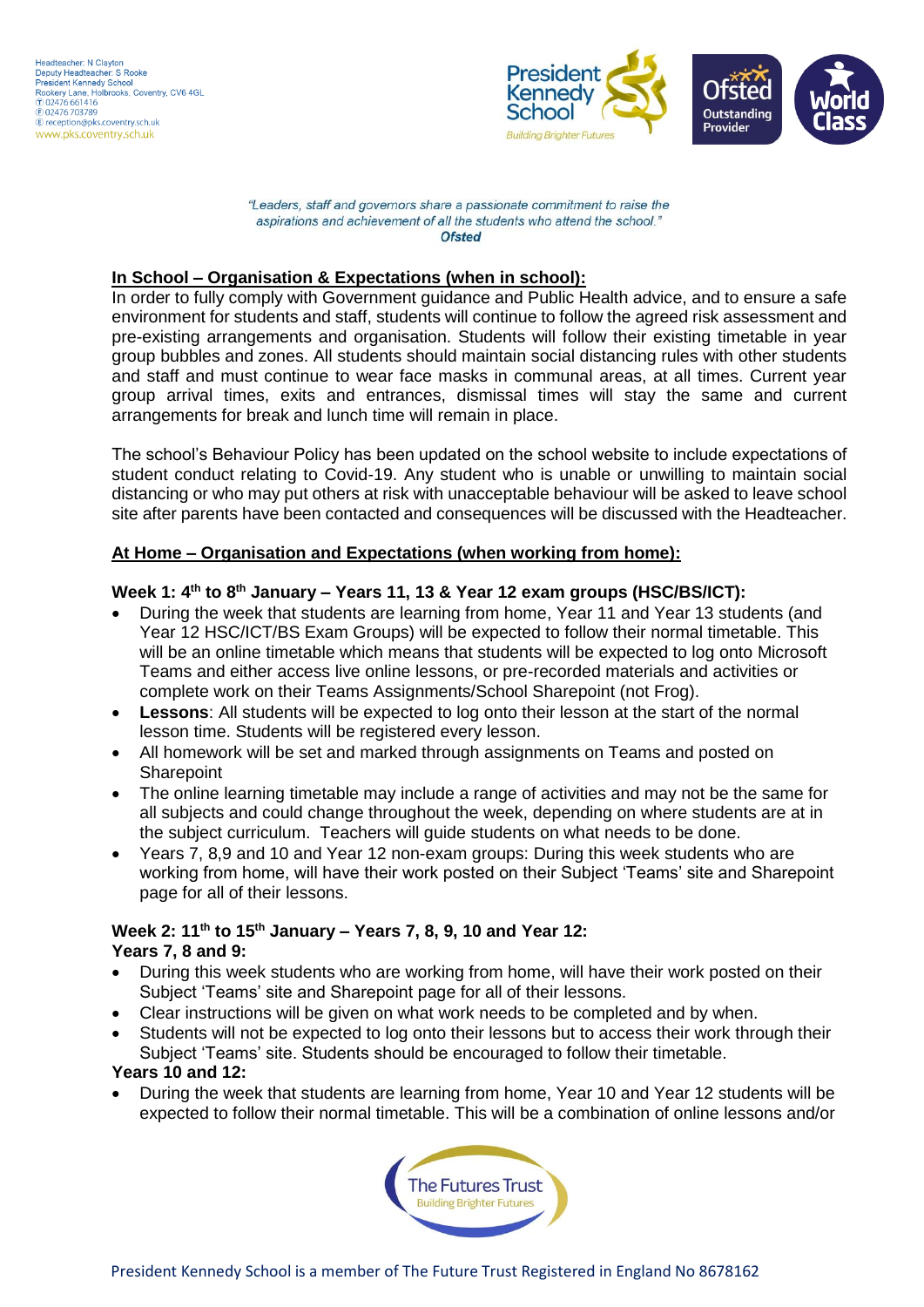"Leaders, staff and governors share a passionate commitment to raise the aspirations and achievement of all the students who attend the school."
*Ofsted*

## In School – Organisation & Expectations (when in school):

In order to fully comply with Government guidance and Public Health advice, and to ensure a safe environment for students and staff, students will continue to follow the agreed risk assessment and pre-existing arrangements and organisation. Students will follow their existing timetable in year group bubbles and zones. All students should maintain social distancing rules with other students and staff and must continue to wear face masks in communal areas, at all times. Current year group arrival times, exits and entrances, dismissal times will stay the same and current arrangements for break and lunch time will remain in place.

The school's Behaviour Policy has been updated on the school website to include expectations of student conduct relating to Covid-19. Any student who is unable or unwilling to maintain social distancing or who may put others at risk with unacceptable behaviour will be asked to leave school site after parents have been contacted and consequences will be discussed with the Headteacher.

## At Home – Organisation and Expectations (when working from home):

**Week 1: 4th to 8th January – Years 11, 13 & Year 12 exam groups (HSC/BS/ICT):**

- During the week that students are learning from home, Year 11 and Year 13 students (and Year 12 HSC/ICT/BS Exam Groups) will be expected to follow their normal timetable. This will be an online timetable which means that students will be expected to log onto Microsoft Teams and either access live online lessons, or pre-recorded materials and activities or complete work on their Teams Assignments/School Sharepoint (not Frog).
- **Lessons**: All students will be expected to log onto their lesson at the start of the normal lesson time. Students will be registered every lesson.
- All homework will be set and marked through assignments on Teams and posted on Sharepoint
- The online learning timetable may include a range of activities and may not be the same for all subjects and could change throughout the week, depending on where students are at in the subject curriculum. Teachers will guide students on what needs to be done.
- Years 7, 8,9 and 10 and Year 12 non-exam groups: During this week students who are working from home, will have their work posted on their Subject 'Teams' site and Sharepoint page for all of their lessons.

**Week 2: 11th to 15th January – Years 7, 8, 9, 10 and Year 12:**

**Years 7, 8 and 9:**

- During this week students who are working from home, will have their work posted on their Subject 'Teams' site and Sharepoint page for all of their lessons.
- Clear instructions will be given on what work needs to be completed and by when.
- Students will not be expected to log onto their lessons but to access their work through their Subject 'Teams' site. Students should be encouraged to follow their timetable.

**Years 10 and 12:**

- During the week that students are learning from home, Year 10 and Year 12 students will be expected to follow their normal timetable. This will be a combination of online lessons and/or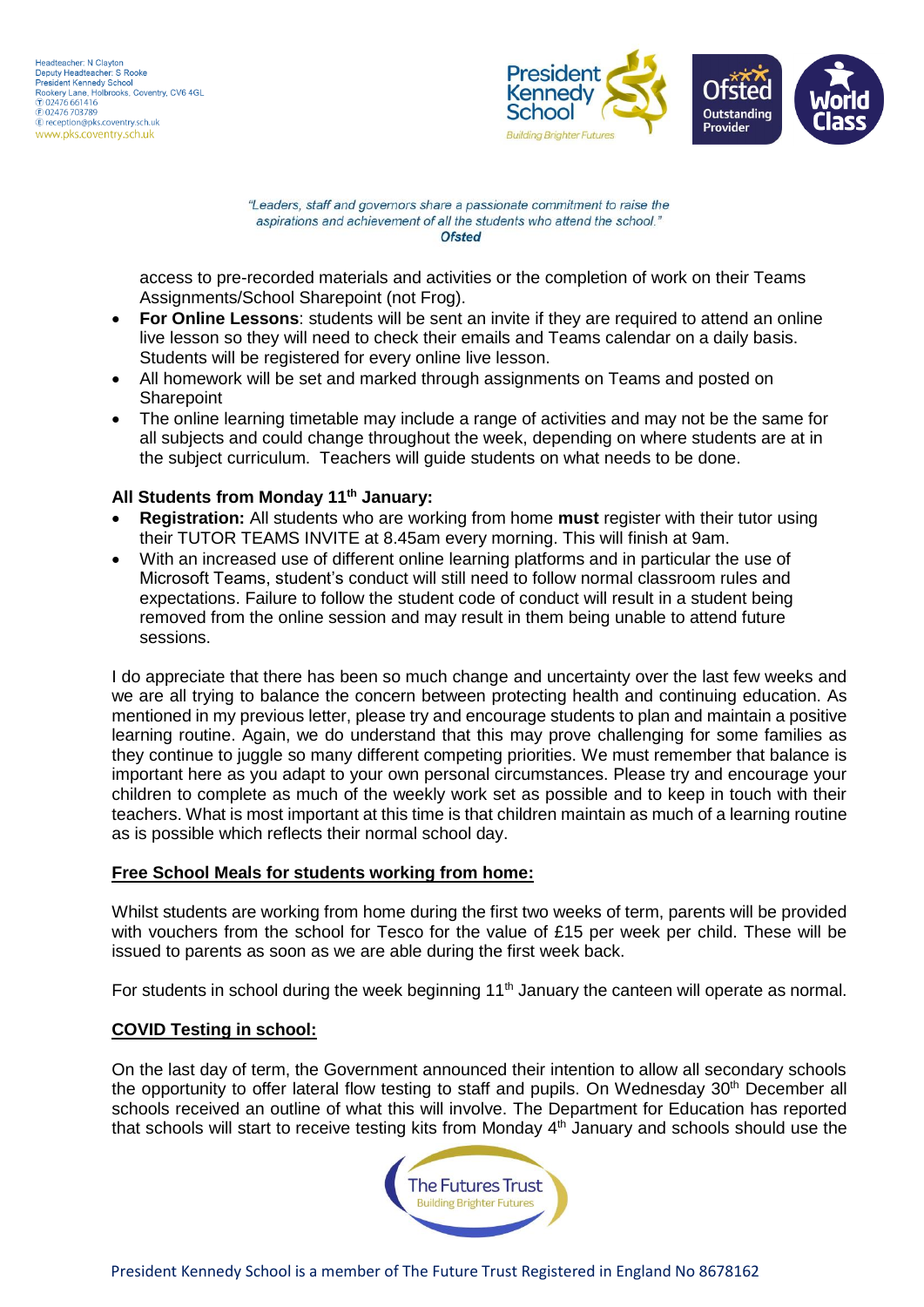access to pre-recorded materials and activities or the completion of work on their Teams Assignments/School Sharepoint (not Frog).

- **For Online Lessons**: students will be sent an invite if they are required to attend an online live lesson so they will need to check their emails and Teams calendar on a daily basis. Students will be registered for every online live lesson.
- All homework will be set and marked through assignments on Teams and posted on Sharepoint
- The online learning timetable may include a range of activities and may not be the same for all subjects and could change throughout the week, depending on where students are at in the subject curriculum. Teachers will guide students on what needs to be done.

**All Students from Monday 11th January:**

- **Registration:** All students who are working from home **must** register with their tutor using their TUTOR TEAMS INVITE at 8.45am every morning. This will finish at 9am.
- With an increased use of different online learning platforms and in particular the use of Microsoft Teams, student's conduct will still need to follow normal classroom rules and expectations. Failure to follow the student code of conduct will result in a student being removed from the online session and may result in them being unable to attend future sessions.

I do appreciate that there has been so much change and uncertainty over the last few weeks and we are all trying to balance the concern between protecting health and continuing education. As mentioned in my previous letter, please try and encourage students to plan and maintain a positive learning routine. Again, we do understand that this may prove challenging for some families as they continue to juggle so many different competing priorities. We must remember that balance is important here as you adapt to your own personal circumstances. Please try and encourage your children to complete as much of the weekly work set as possible and to keep in touch with their teachers. What is most important at this time is that children maintain as much of a learning routine as is possible which reflects their normal school day.

**Free School Meals for students working from home:**

Whilst students are working from home during the first two weeks of term, parents will be provided with vouchers from the school for Tesco for the value of £15 per week per child. These will be issued to parents as soon as we are able during the first week back.

For students in school during the week beginning 11th January the canteen will operate as normal.

**COVID Testing in school:**

On the last day of term, the Government announced their intention to allow all secondary schools the opportunity to offer lateral flow testing to staff and pupils. On Wednesday 30th December all schools received an outline of what this will involve. The Department for Education has reported that schools will start to receive testing kits from Monday 4th January and schools should use the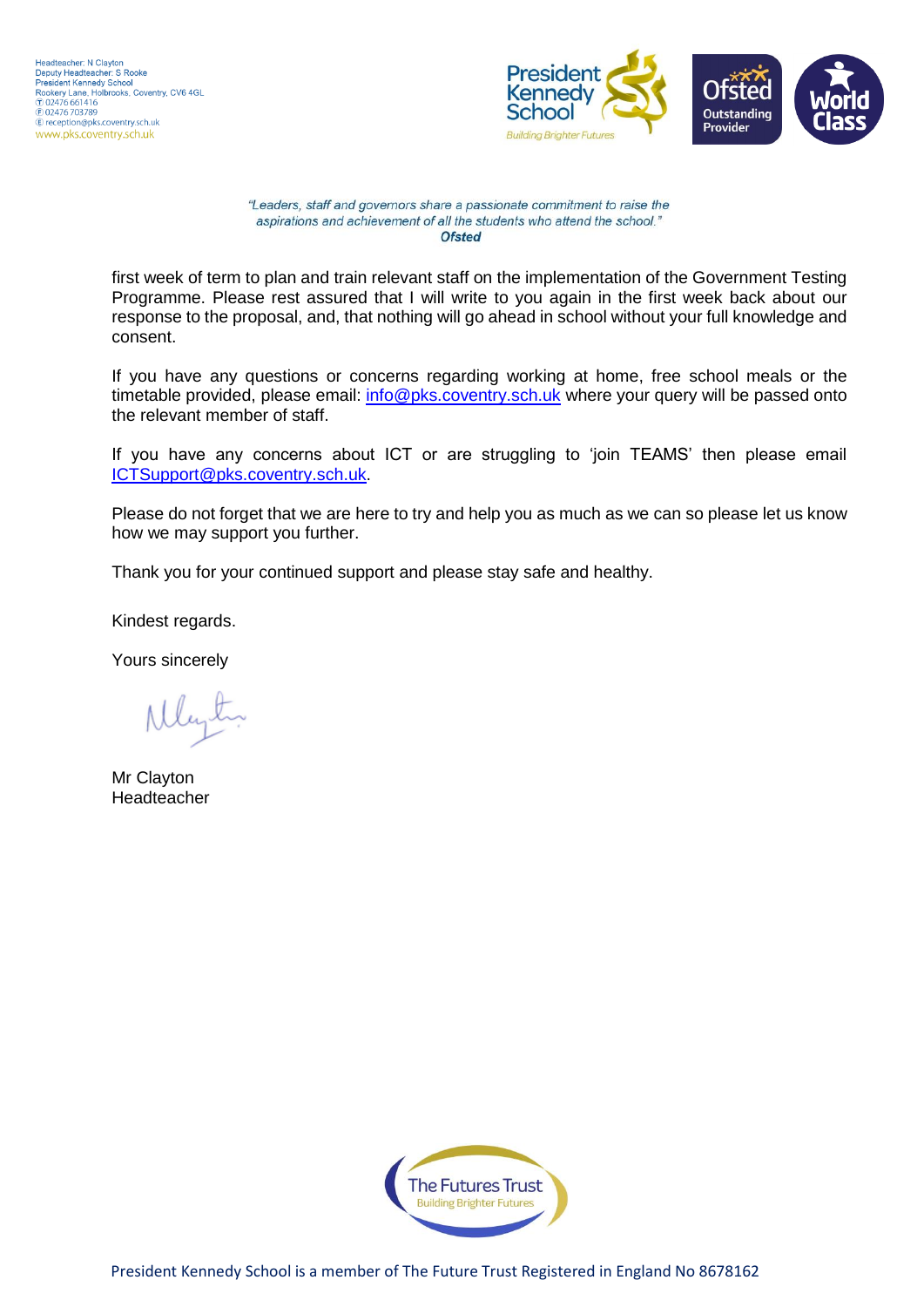first week of term to plan and train relevant staff on the implementation of the Government Testing Programme. Please rest assured that I will write to you again in the first week back about our response to the proposal, and, that nothing will go ahead in school without your full knowledge and consent.

If you have any questions or concerns regarding working at home, free school meals or the timetable provided, please email: info@pks.coventry.sch.uk where your query will be passed onto the relevant member of staff.

If you have any concerns about ICT or are struggling to 'join TEAMS' then please email ICTSupport@pks.coventry.sch.uk.

Please do not forget that we are here to try and help you as much as we can so please let us know how we may support you further.

Thank you for your continued support and please stay safe and healthy.

Kindest regards.

Yours sincerely

Mr Clayton
Headteacher